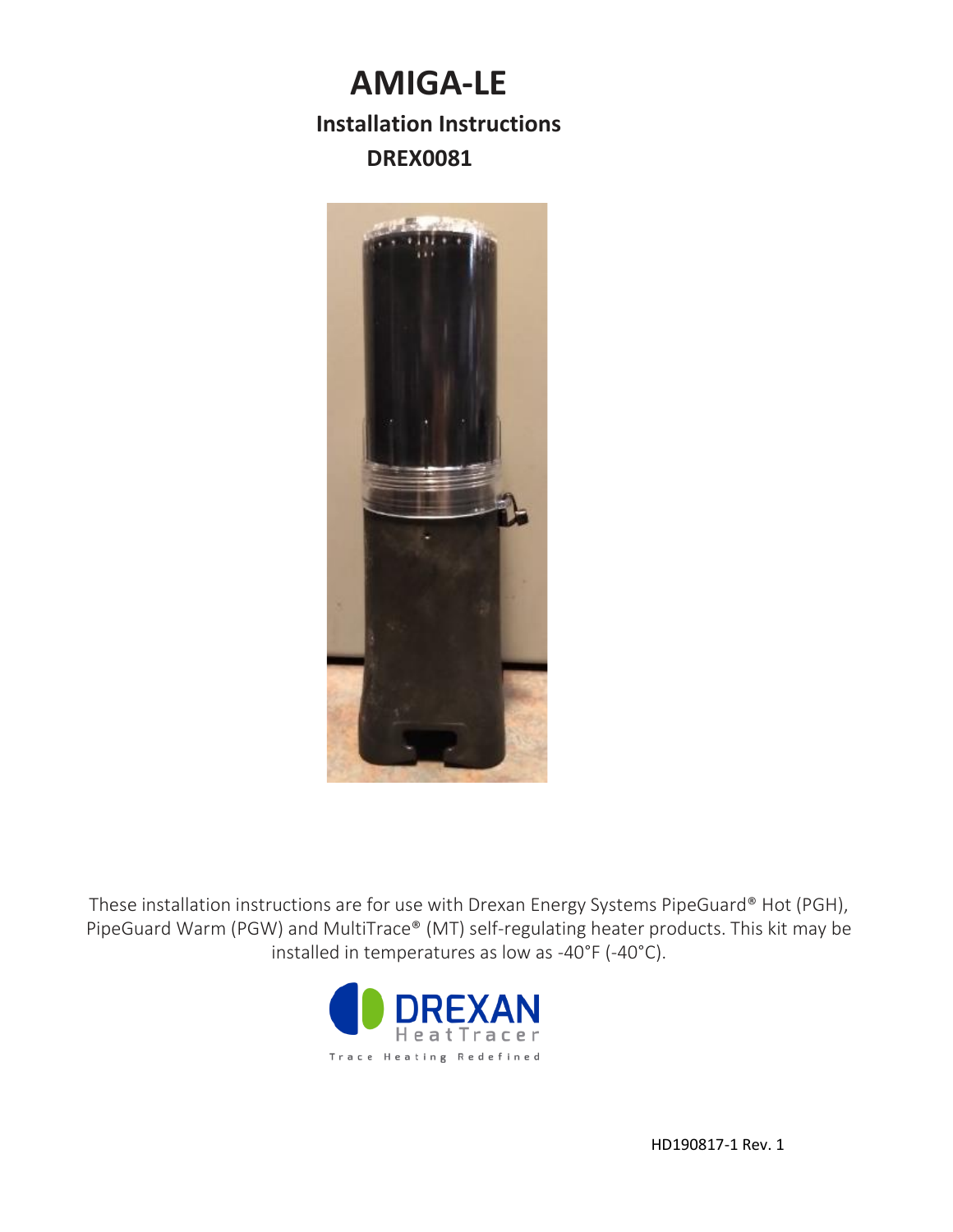# AMIGA-LE

## Installation Instructions

## DREX0081

These installation instructions are for use with Drexan Energy Systems PipeGuard® Hot (PGH), PipeGuard Warm (PGW) and MultiTrace® (MT) self-regulating heater products. This kit may be installed in temperatures as low as -40°F (-40°C).

DREXAN HeatTracer
Trace Heating Redefined

HD190817-1 Rev. 1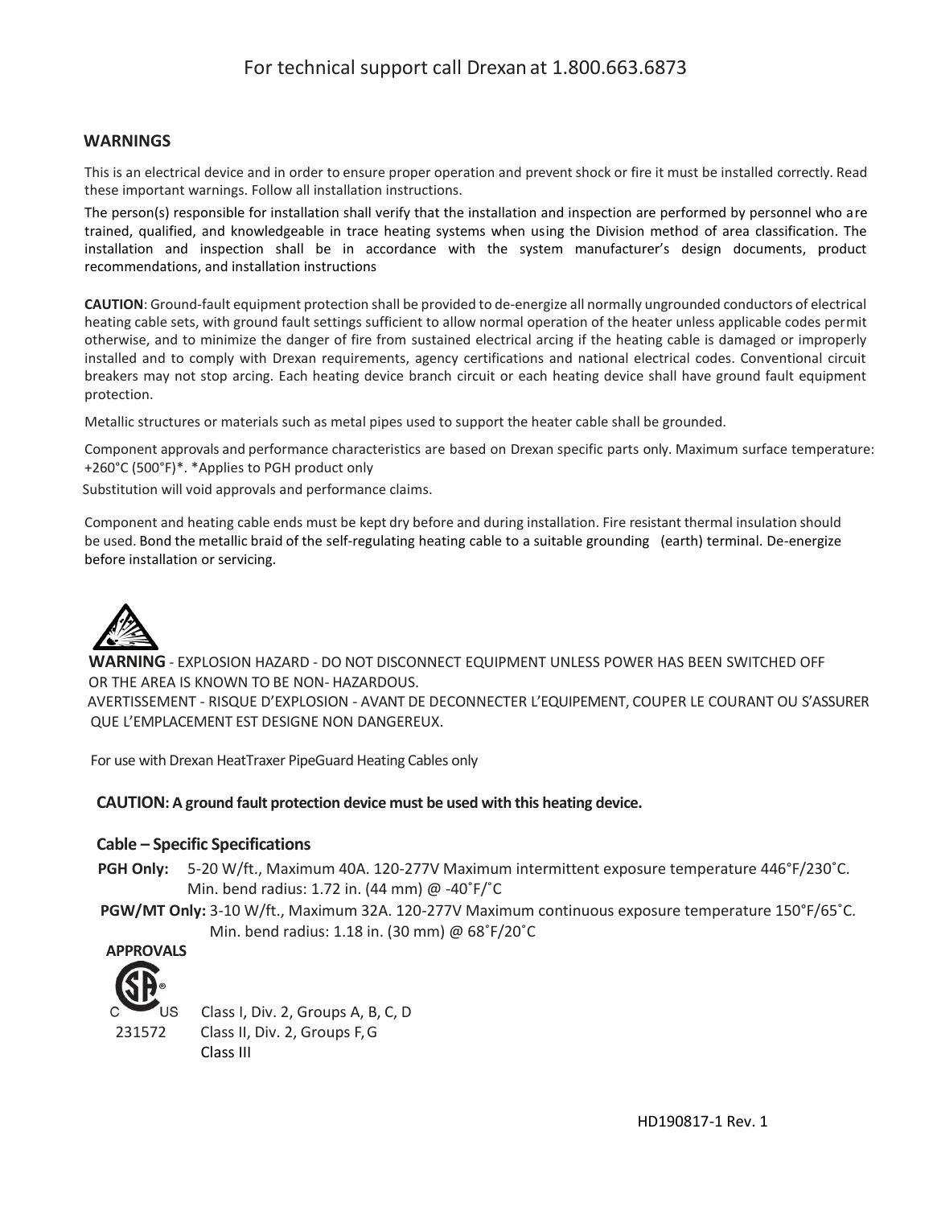For technical support call Drexan at 1.800.663.6873

## WARNINGS

This is an electrical device and in order to ensure proper operation and prevent shock or fire it must be installed correctly. Read these important warnings. Follow all installation instructions.

The person(s) responsible for installation shall verify that the installation and inspection are performed by personnel who are trained, qualified, and knowledgeable in trace heating systems when using the Division method of area classification. The installation and inspection shall be in accordance with the system manufacturer's design documents, product recommendations, and installation instructions

**CAUTION**: Ground-fault equipment protection shall be provided to de-energize all normally ungrounded conductors of electrical heating cable sets, with ground fault settings sufficient to allow normal operation of the heater unless applicable codes permit otherwise, and to minimize the danger of fire from sustained electrical arcing if the heating cable is damaged or improperly installed and to comply with Drexan requirements, agency certifications and national electrical codes. Conventional circuit breakers may not stop arcing. Each heating device branch circuit or each heating device shall have ground fault equipment protection.

Metallic structures or materials such as metal pipes used to support the heater cable shall be grounded.

Component approvals and performance characteristics are based on Drexan specific parts only. Maximum surface temperature: +260°C (500°F)*. *Applies to PGH product only

Substitution will void approvals and performance claims.

Component and heating cable ends must be kept dry before and during installation. Fire resistant thermal insulation should be used. Bond the metallic braid of the self-regulating heating cable to a suitable grounding (earth) terminal. De-energize before installation or servicing.

**WARNING** - EXPLOSION HAZARD - DO NOT DISCONNECT EQUIPMENT UNLESS POWER HAS BEEN SWITCHED OFF OR THE AREA IS KNOWN TO BE NON- HAZARDOUS.
AVERTISSEMENT - RISQUE D'EXPLOSION - AVANT DE DECONNECTER L'EQUIPEMENT, COUPER LE COURANT OU S'ASSURER QUE L'EMPLACEMENT EST DESIGNE NON DANGEREUX.

For use with Drexan HeatTraxer PipeGuard Heating Cables only

**CAUTION: A ground fault protection device must be used with this heating device.**

### Cable – Specific Specifications

**PGH Only:** 5-20 W/ft., Maximum 40A. 120-277V Maximum intermittent exposure temperature 446°F/230˚C. Min. bend radius: 1.72 in. (44 mm) @ -40˚F/˚C

**PGW/MT Only:** 3-10 W/ft., Maximum 32A. 120-277V Maximum continuous exposure temperature 150°F/65˚C. Min. bend radius: 1.18 in. (30 mm) @ 68˚F/20˚C

**APPROVALS**

C US 231572

Class I, Div. 2, Groups A, B, C, D
Class II, Div. 2, Groups F, G
Class III

HD190817-1 Rev. 1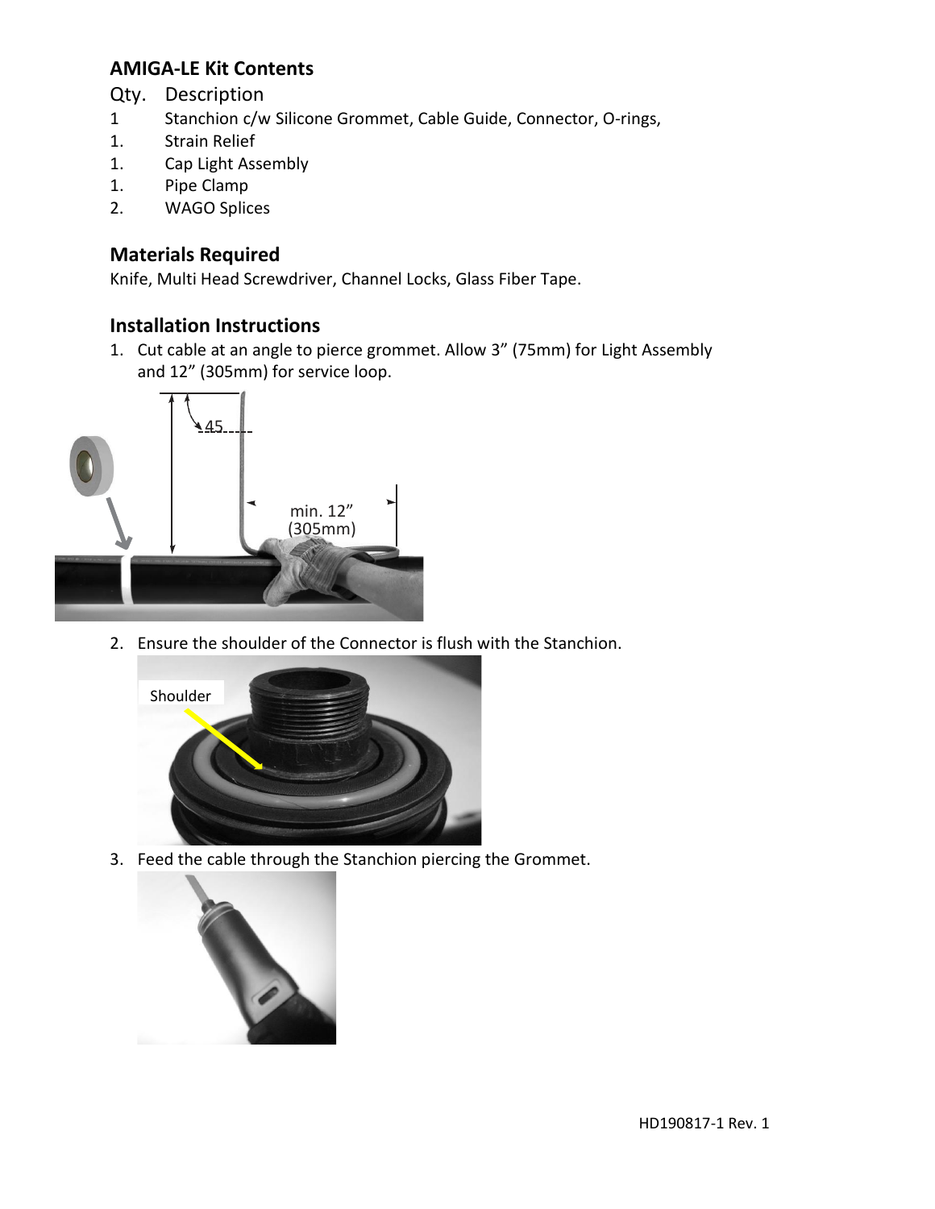## AMIGA-LE Kit Contents

| Qty. | Description |
| --- | --- |
| 1 | Stanchion c/w Silicone Grommet, Cable Guide, Connector, O-rings, |
| 1. | Strain Relief |
| 1. | Cap Light Assembly |
| 1. | Pipe Clamp |
| 2. | WAGO Splices |

## Materials Required

Knife, Multi Head Screwdriver, Channel Locks, Glass Fiber Tape.

## Installation Instructions

1. Cut cable at an angle to pierce grommet. Allow 3" (75mm) for Light Assembly and 12" (305mm) for service loop.

45

min. 12" (305mm)

2. Ensure the shoulder of the Connector is flush with the Stanchion.

Shoulder

3. Feed the cable through the Stanchion piercing the Grommet.

HD190817-1 Rev. 1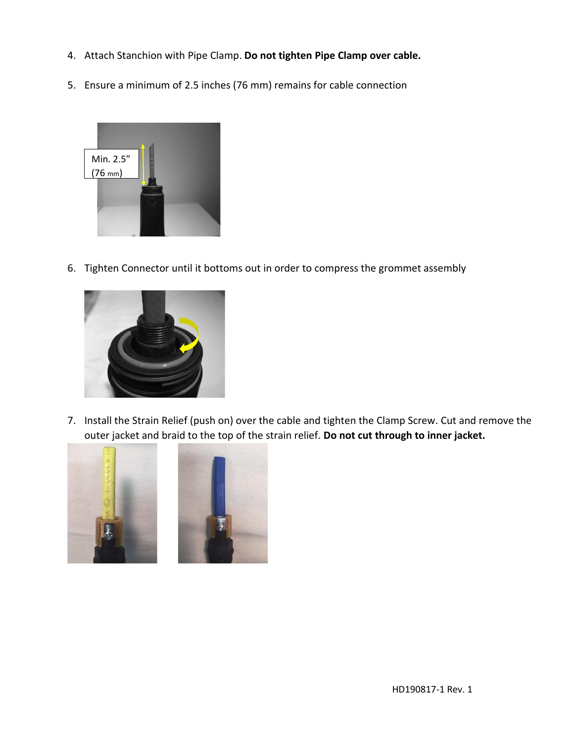4. Attach Stanchion with Pipe Clamp. **Do not tighten Pipe Clamp over cable.**

5. Ensure a minimum of 2.5 inches (76 mm) remains for cable connection

6. Tighten Connector until it bottoms out in order to compress the grommet assembly

7. Install the Strain Relief (push on) over the cable and tighten the Clamp Screw. Cut and remove the outer jacket and braid to the top of the strain relief. **Do not cut through to inner jacket.**

HD190817-1 Rev. 1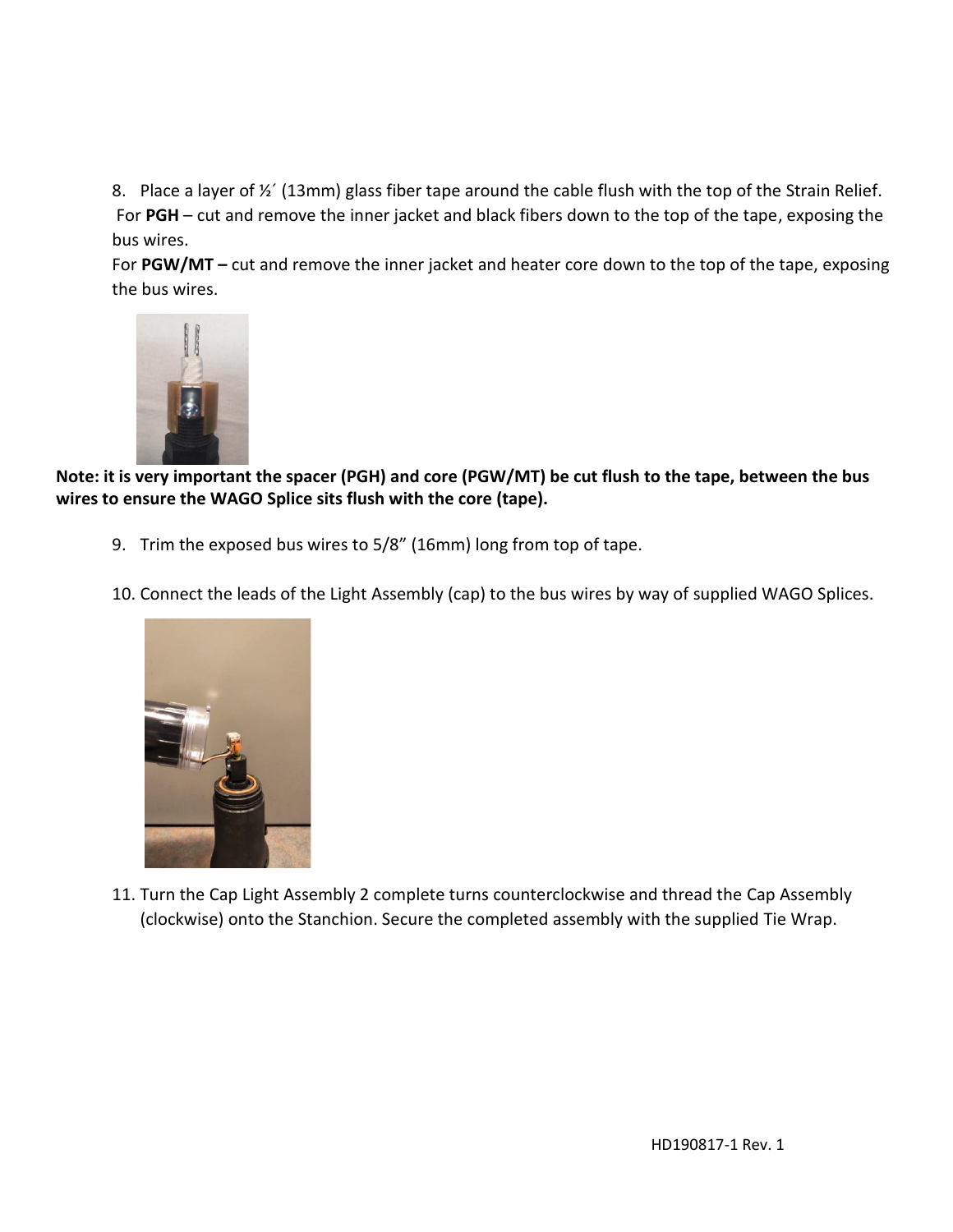8. Place a layer of ½´ (13mm) glass fiber tape around the cable flush with the top of the Strain Relief.
   For **PGH** – cut and remove the inner jacket and black fibers down to the top of the tape, exposing the bus wires.
   For **PGW/MT –** cut and remove the inner jacket and heater core down to the top of the tape, exposing the bus wires.

**Note: it is very important the spacer (PGH) and core (PGW/MT) be cut flush to the tape, between the bus wires to ensure the WAGO Splice sits flush with the core (tape).**

9. Trim the exposed bus wires to 5/8" (16mm) long from top of tape.

10. Connect the leads of the Light Assembly (cap) to the bus wires by way of supplied WAGO Splices.

11. Turn the Cap Light Assembly 2 complete turns counterclockwise and thread the Cap Assembly (clockwise) onto the Stanchion. Secure the completed assembly with the supplied Tie Wrap.

HD190817-1 Rev. 1